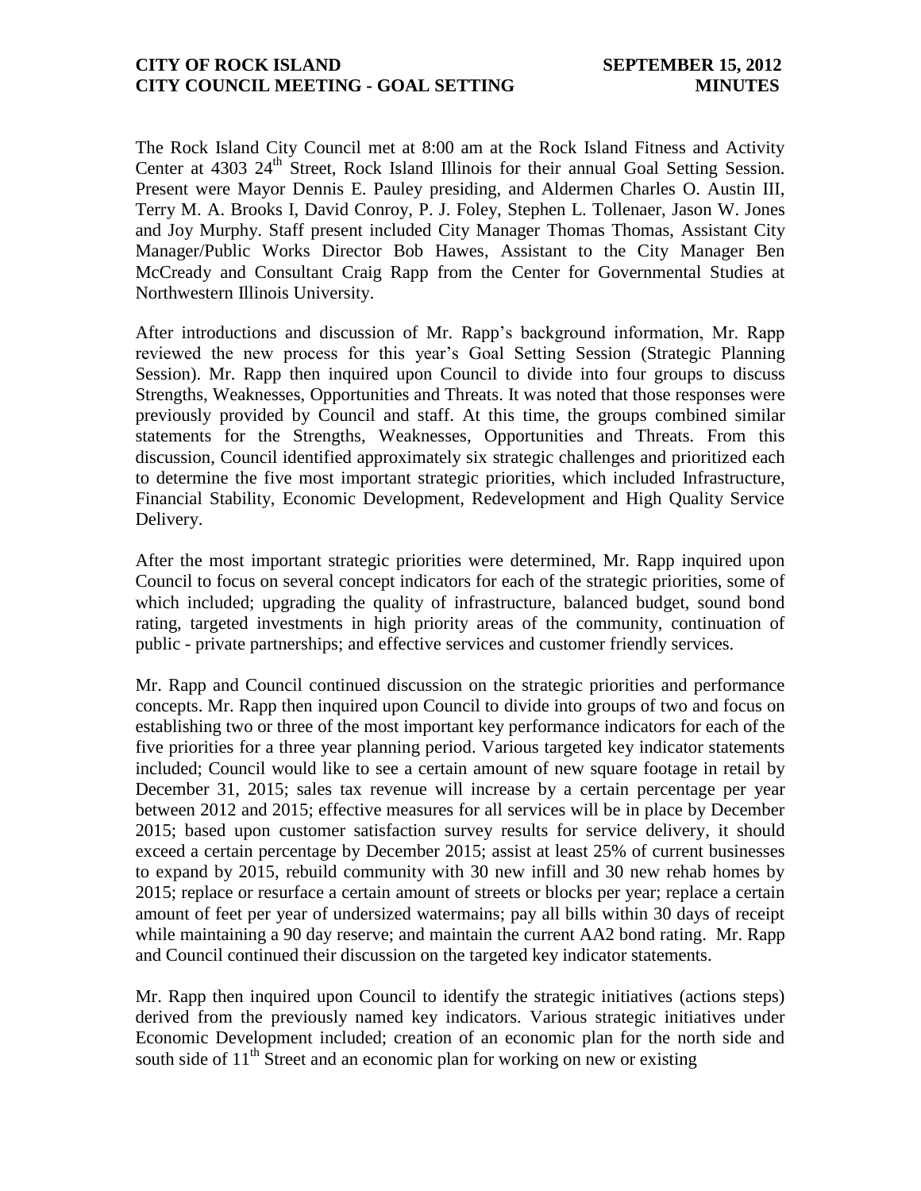**CITY OF ROCK ISLAND SEPTEMBER 15, 2012**
**CITY COUNCIL MEETING - GOAL SETTING MINUTES**

The Rock Island City Council met at 8:00 am at the Rock Island Fitness and Activity Center at 4303 24th Street, Rock Island Illinois for their annual Goal Setting Session. Present were Mayor Dennis E. Pauley presiding, and Aldermen Charles O. Austin III, Terry M. A. Brooks I, David Conroy, P. J. Foley, Stephen L. Tollenaer, Jason W. Jones and Joy Murphy. Staff present included City Manager Thomas Thomas, Assistant City Manager/Public Works Director Bob Hawes, Assistant to the City Manager Ben McCready and Consultant Craig Rapp from the Center for Governmental Studies at Northwestern Illinois University.

After introductions and discussion of Mr. Rapp's background information, Mr. Rapp reviewed the new process for this year's Goal Setting Session (Strategic Planning Session). Mr. Rapp then inquired upon Council to divide into four groups to discuss Strengths, Weaknesses, Opportunities and Threats. It was noted that those responses were previously provided by Council and staff. At this time, the groups combined similar statements for the Strengths, Weaknesses, Opportunities and Threats. From this discussion, Council identified approximately six strategic challenges and prioritized each to determine the five most important strategic priorities, which included Infrastructure, Financial Stability, Economic Development, Redevelopment and High Quality Service Delivery.

After the most important strategic priorities were determined, Mr. Rapp inquired upon Council to focus on several concept indicators for each of the strategic priorities, some of which included; upgrading the quality of infrastructure, balanced budget, sound bond rating, targeted investments in high priority areas of the community, continuation of public - private partnerships; and effective services and customer friendly services.

Mr. Rapp and Council continued discussion on the strategic priorities and performance concepts. Mr. Rapp then inquired upon Council to divide into groups of two and focus on establishing two or three of the most important key performance indicators for each of the five priorities for a three year planning period. Various targeted key indicator statements included; Council would like to see a certain amount of new square footage in retail by December 31, 2015; sales tax revenue will increase by a certain percentage per year between 2012 and 2015; effective measures for all services will be in place by December 2015; based upon customer satisfaction survey results for service delivery, it should exceed a certain percentage by December 2015; assist at least 25% of current businesses to expand by 2015, rebuild community with 30 new infill and 30 new rehab homes by 2015; replace or resurface a certain amount of streets or blocks per year; replace a certain amount of feet per year of undersized watermains; pay all bills within 30 days of receipt while maintaining a 90 day reserve; and maintain the current AA2 bond rating. Mr. Rapp and Council continued their discussion on the targeted key indicator statements.

Mr. Rapp then inquired upon Council to identify the strategic initiatives (actions steps) derived from the previously named key indicators. Various strategic initiatives under Economic Development included; creation of an economic plan for the north side and south side of 11th Street and an economic plan for working on new or existing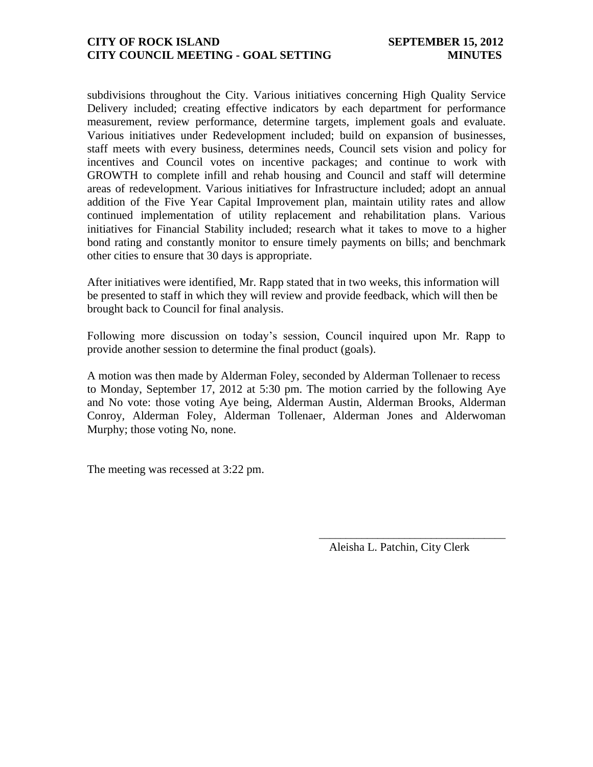subdivisions throughout the City. Various initiatives concerning High Quality Service Delivery included; creating effective indicators by each department for performance measurement, review performance, determine targets, implement goals and evaluate. Various initiatives under Redevelopment included; build on expansion of businesses, staff meets with every business, determines needs, Council sets vision and policy for incentives and Council votes on incentive packages; and continue to work with GROWTH to complete infill and rehab housing and Council and staff will determine areas of redevelopment. Various initiatives for Infrastructure included; adopt an annual addition of the Five Year Capital Improvement plan, maintain utility rates and allow continued implementation of utility replacement and rehabilitation plans. Various initiatives for Financial Stability included; research what it takes to move to a higher bond rating and constantly monitor to ensure timely payments on bills; and benchmark other cities to ensure that 30 days is appropriate.

After initiatives were identified, Mr. Rapp stated that in two weeks, this information will be presented to staff in which they will review and provide feedback, which will then be brought back to Council for final analysis.

Following more discussion on today's session, Council inquired upon Mr. Rapp to provide another session to determine the final product (goals).

A motion was then made by Alderman Foley, seconded by Alderman Tollenaer to recess to Monday, September 17, 2012 at 5:30 pm. The motion carried by the following Aye and No vote: those voting Aye being, Alderman Austin, Alderman Brooks, Alderman Conroy, Alderman Foley, Alderman Tollenaer, Alderman Jones and Alderwoman Murphy; those voting No, none.

The meeting was recessed at 3:22 pm.

\_\_\_\_\_\_\_\_\_\_\_\_\_\_\_\_\_\_\_\_\_\_\_\_\_\_\_\_\_\_\_\_\_

Aleisha L. Patchin, City Clerk